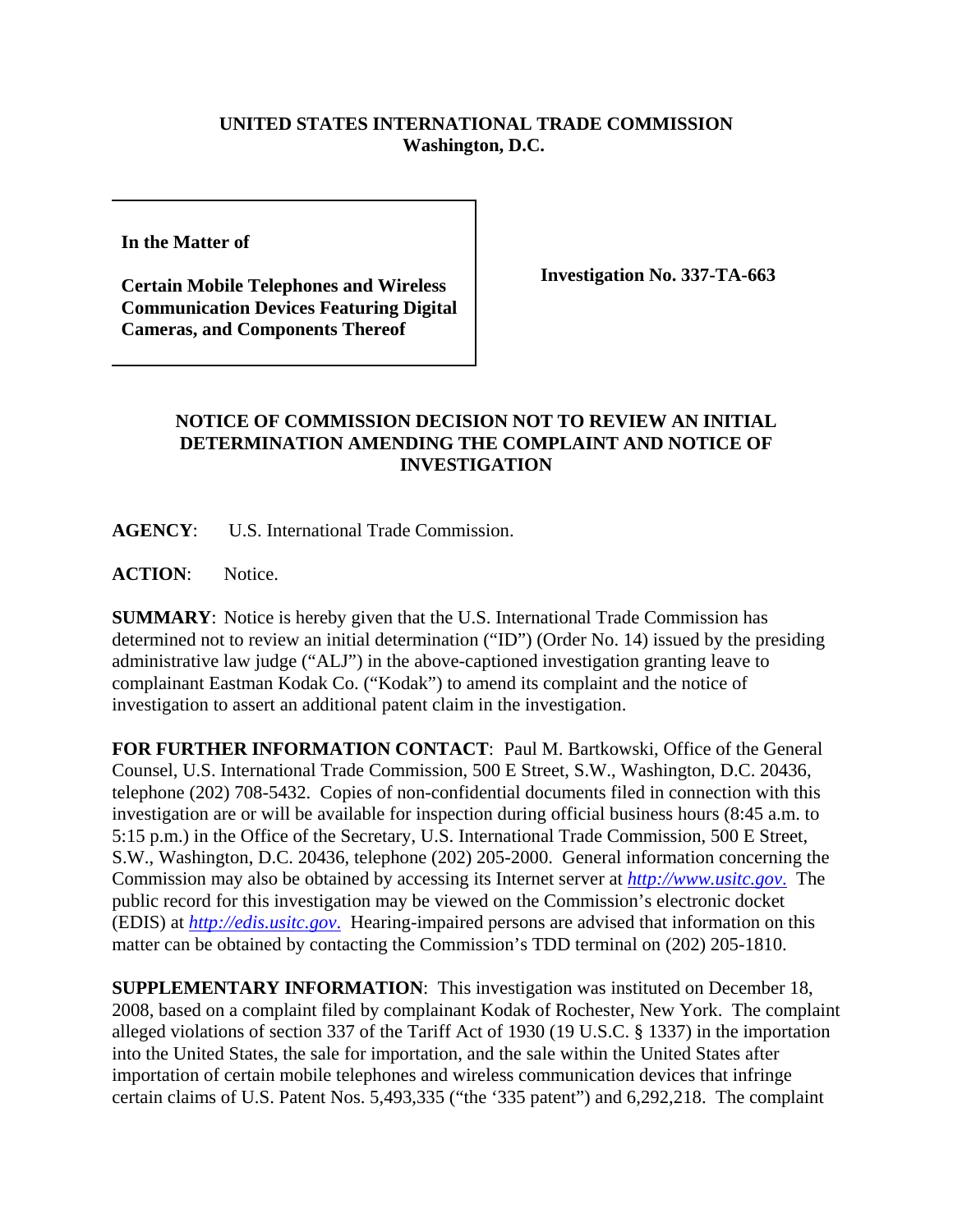**UNITED STATES INTERNATIONAL TRADE COMMISSION**
**Washington, D.C.**

| | |
|---|---|
| **In the Matter of**<br><br>**Certain Mobile Telephones and Wireless Communication Devices Featuring Digital Cameras, and Components Thereof** | **Investigation No. 337-TA-663** |

## NOTICE OF COMMISSION DECISION NOT TO REVIEW AN INITIAL DETERMINATION AMENDING THE COMPLAINT AND NOTICE OF INVESTIGATION

**AGENCY**: U.S. International Trade Commission.

**ACTION**: Notice.

**SUMMARY**: Notice is hereby given that the U.S. International Trade Commission has determined not to review an initial determination ("ID") (Order No. 14) issued by the presiding administrative law judge ("ALJ") in the above-captioned investigation granting leave to complainant Eastman Kodak Co. ("Kodak") to amend its complaint and the notice of investigation to assert an additional patent claim in the investigation.

**FOR FURTHER INFORMATION CONTACT**: Paul M. Bartkowski, Office of the General Counsel, U.S. International Trade Commission, 500 E Street, S.W., Washington, D.C. 20436, telephone (202) 708-5432. Copies of non-confidential documents filed in connection with this investigation are or will be available for inspection during official business hours (8:45 a.m. to 5:15 p.m.) in the Office of the Secretary, U.S. International Trade Commission, 500 E Street, S.W., Washington, D.C. 20436, telephone (202) 205-2000. General information concerning the Commission may also be obtained by accessing its Internet server at *http://www.usitc.gov*. The public record for this investigation may be viewed on the Commission's electronic docket (EDIS) at *http://edis.usitc.gov*. Hearing-impaired persons are advised that information on this matter can be obtained by contacting the Commission's TDD terminal on (202) 205-1810.

**SUPPLEMENTARY INFORMATION**: This investigation was instituted on December 18, 2008, based on a complaint filed by complainant Kodak of Rochester, New York. The complaint alleged violations of section 337 of the Tariff Act of 1930 (19 U.S.C. § 1337) in the importation into the United States, the sale for importation, and the sale within the United States after importation of certain mobile telephones and wireless communication devices that infringe certain claims of U.S. Patent Nos. 5,493,335 ("the '335 patent") and 6,292,218. The complaint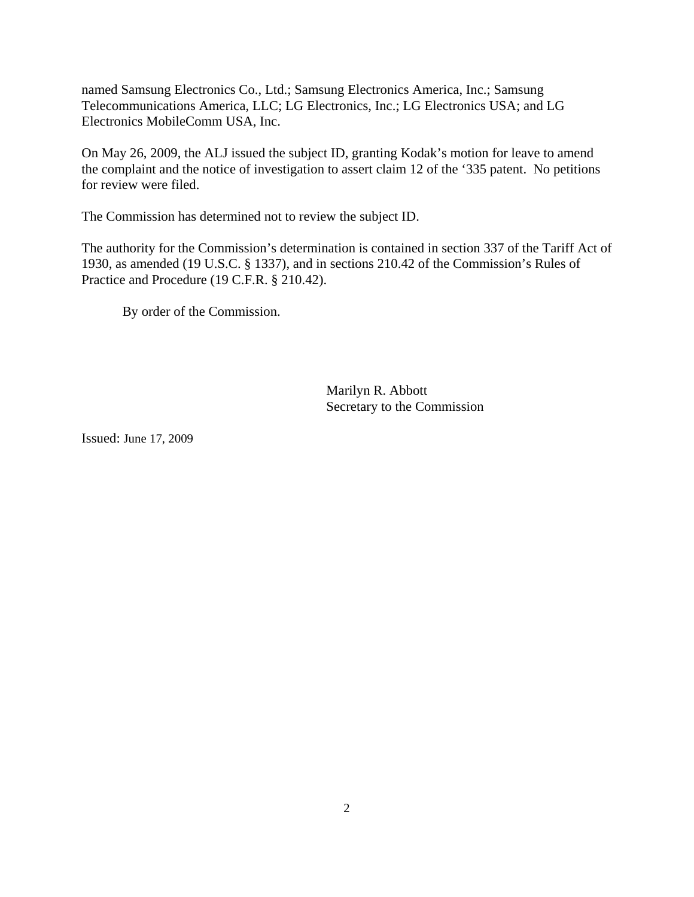named Samsung Electronics Co., Ltd.; Samsung Electronics America, Inc.; Samsung Telecommunications America, LLC; LG Electronics, Inc.; LG Electronics USA; and LG Electronics MobileComm USA, Inc.

On May 26, 2009, the ALJ issued the subject ID, granting Kodak's motion for leave to amend the complaint and the notice of investigation to assert claim 12 of the '335 patent. No petitions for review were filed.

The Commission has determined not to review the subject ID.

The authority for the Commission's determination is contained in section 337 of the Tariff Act of 1930, as amended (19 U.S.C. § 1337), and in sections 210.42 of the Commission's Rules of Practice and Procedure (19 C.F.R. § 210.42).

By order of the Commission.

Marilyn R. Abbott
Secretary to the Commission

Issued: June 17, 2009